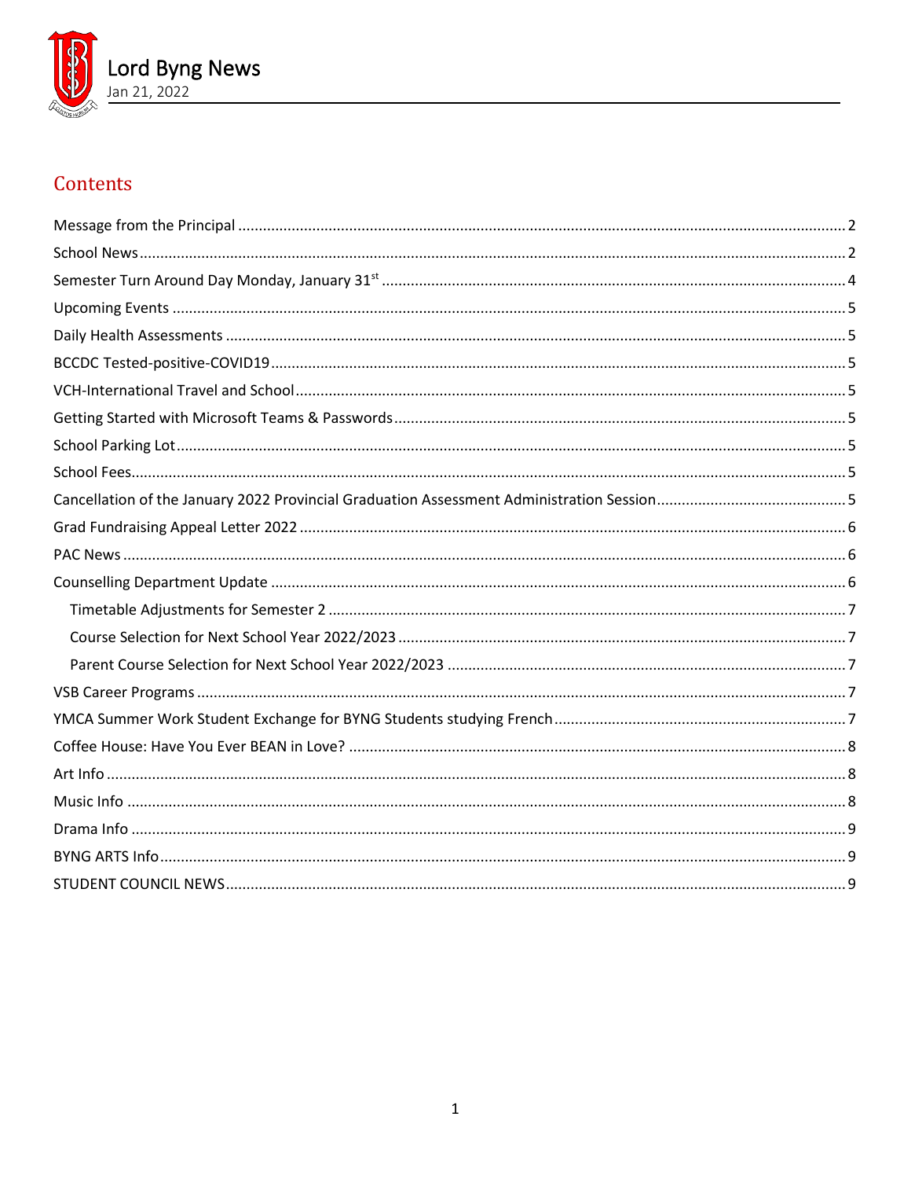# Lord Byng News

Jan 21, 2022

## Contents

- Message from the Principal ... 2
- School News ... 2
- Semester Turn Around Day Monday, January 31st ... 4
- Upcoming Events ... 5
- Daily Health Assessments ... 5
- BCCDC Tested-positive-COVID19 ... 5
- VCH-International Travel and School ... 5
- Getting Started with Microsoft Teams & Passwords ... 5
- School Parking Lot ... 5
- School Fees ... 5
- Cancellation of the January 2022 Provincial Graduation Assessment Administration Session ... 5
- Grad Fundraising Appeal Letter 2022 ... 6
- PAC News ... 6
- Counselling Department Update ... 6
  - Timetable Adjustments for Semester 2 ... 7
  - Course Selection for Next School Year 2022/2023 ... 7
  - Parent Course Selection for Next School Year 2022/2023 ... 7
- VSB Career Programs ... 7
- YMCA Summer Work Student Exchange for BYNG Students studying French ... 7
- Coffee House: Have You Ever BEAN in Love? ... 8
- Art Info ... 8
- Music Info ... 8
- Drama Info ... 9
- BYNG ARTS Info ... 9
- STUDENT COUNCIL NEWS ... 9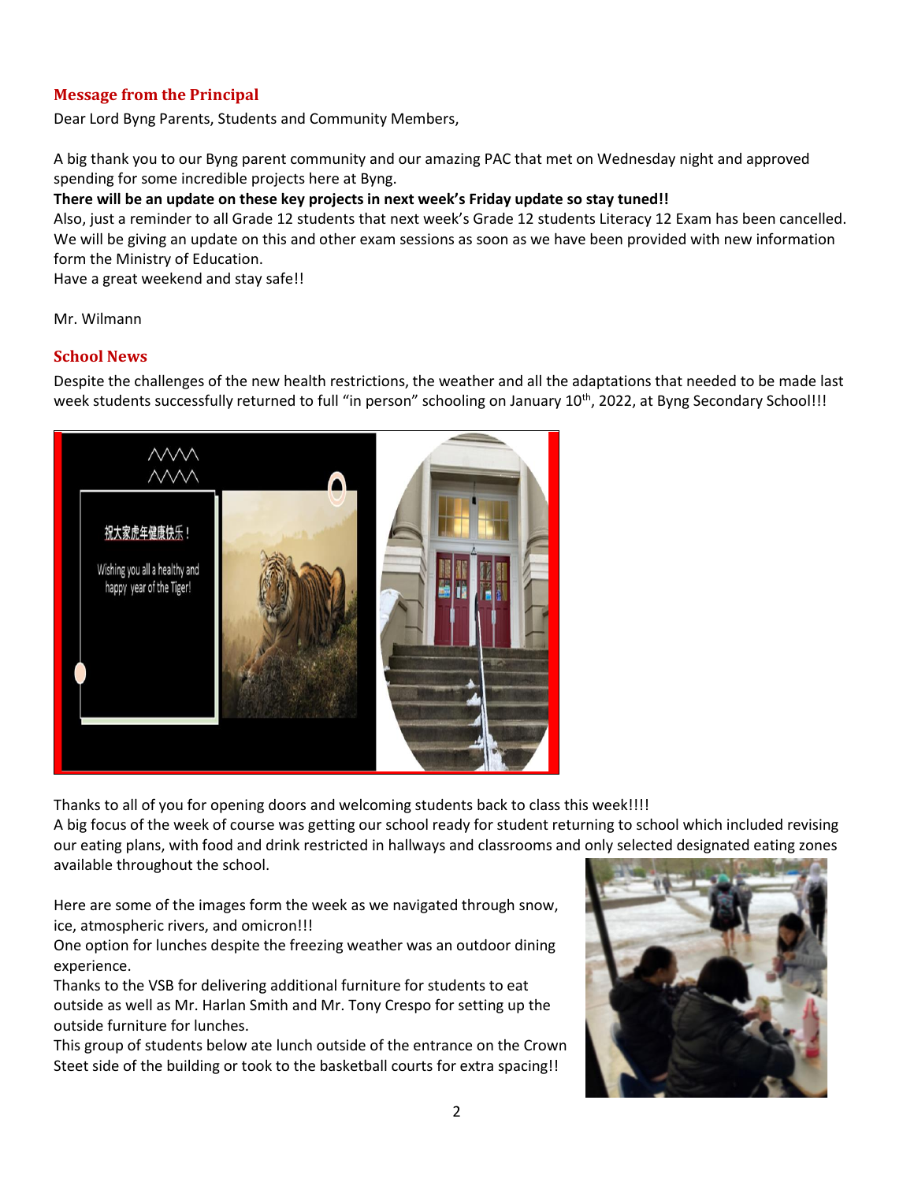## Message from the Principal

Dear Lord Byng Parents, Students and Community Members,

A big thank you to our Byng parent community and our amazing PAC that met on Wednesday night and approved spending for some incredible projects here at Byng.

**There will be an update on these key projects in next week's Friday update so stay tuned!!**

Also, just a reminder to all Grade 12 students that next week's Grade 12 students Literacy 12 Exam has been cancelled. We will be giving an update on this and other exam sessions as soon as we have been provided with new information form the Ministry of Education.

Have a great weekend and stay safe!!

Mr. Wilmann

## School News

Despite the challenges of the new health restrictions, the weather and all the adaptations that needed to be made last week students successfully returned to full "in person" schooling on January 10th, 2022, at Byng Secondary School!!!

Thanks to all of you for opening doors and welcoming students back to class this week!!!!

A big focus of the week of course was getting our school ready for student returning to school which included revising our eating plans, with food and drink restricted in hallways and classrooms and only selected designated eating zones available throughout the school.

Here are some of the images form the week as we navigated through snow, ice, atmospheric rivers, and omicron!!!

One option for lunches despite the freezing weather was an outdoor dining experience.

Thanks to the VSB for delivering additional furniture for students to eat outside as well as Mr. Harlan Smith and Mr. Tony Crespo for setting up the outside furniture for lunches.

This group of students below ate lunch outside of the entrance on the Crown Steet side of the building or took to the basketball courts for extra spacing!!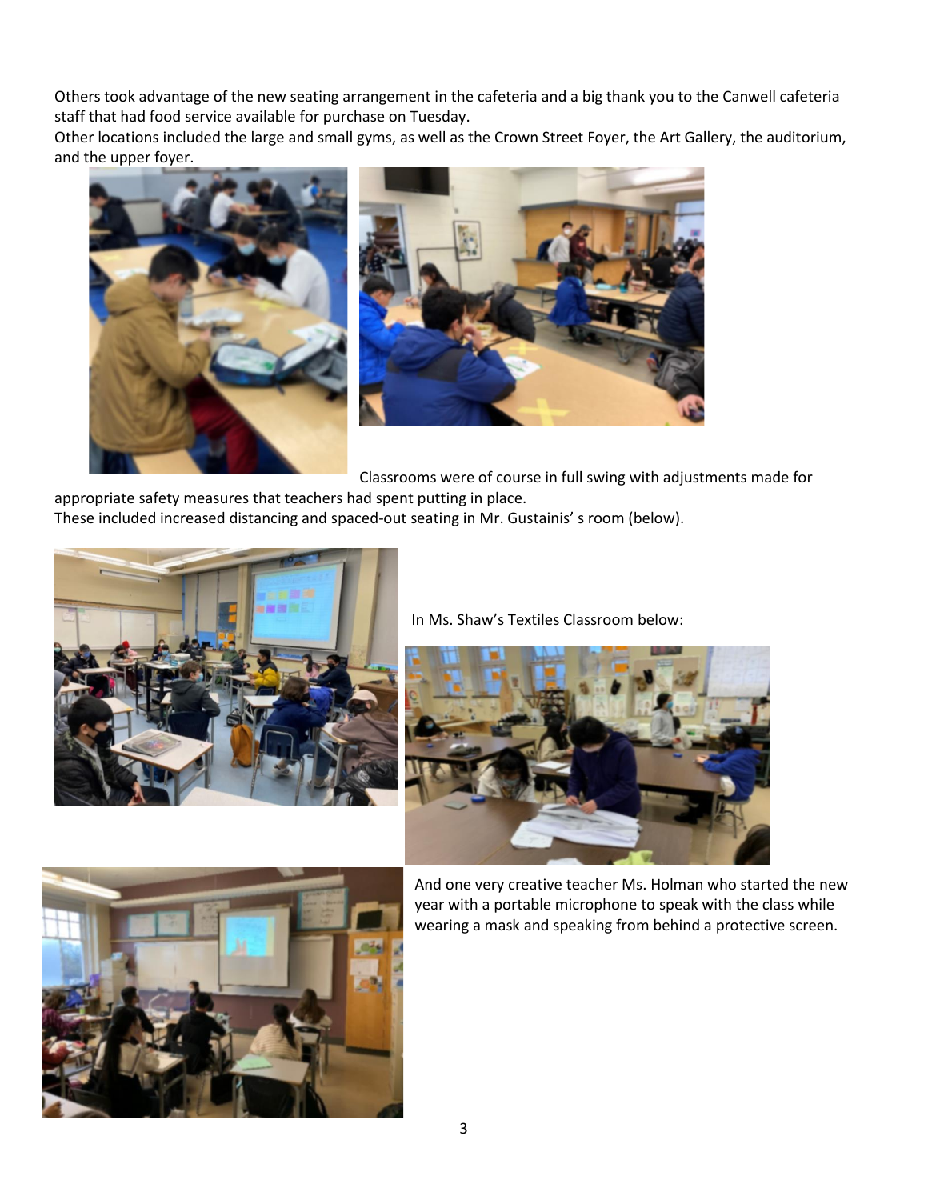Others took advantage of the new seating arrangement in the cafeteria and a big thank you to the Canwell cafeteria staff that had food service available for purchase on Tuesday.

Other locations included the large and small gyms, as well as the Crown Street Foyer, the Art Gallery, the auditorium, and the upper foyer.

Classrooms were of course in full swing with adjustments made for appropriate safety measures that teachers had spent putting in place.

These included increased distancing and spaced-out seating in Mr. Gustainis' s room (below).

In Ms. Shaw's Textiles Classroom below:

And one very creative teacher Ms. Holman who started the new year with a portable microphone to speak with the class while wearing a mask and speaking from behind a protective screen.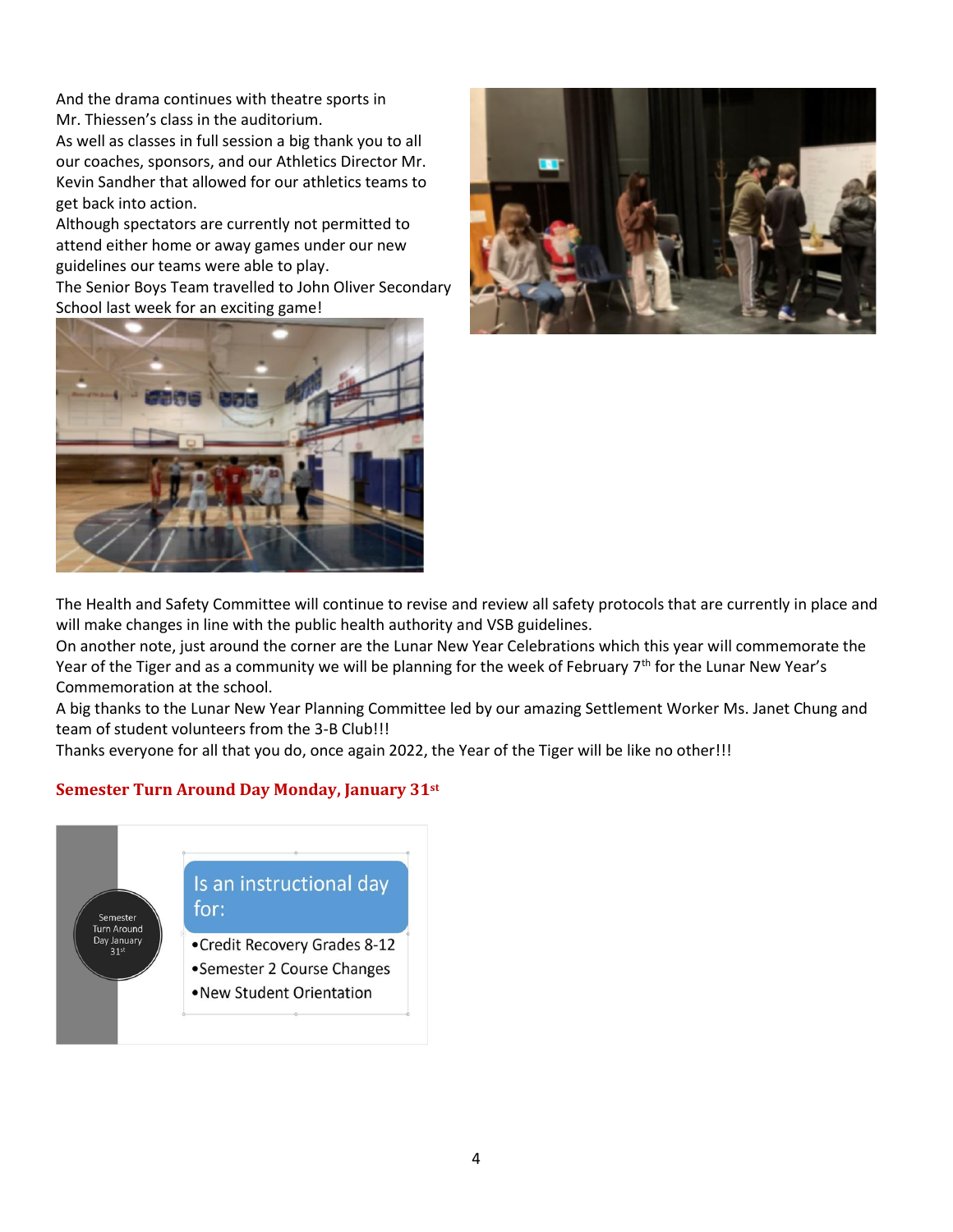And the drama continues with theatre sports in Mr. Thiessen's class in the auditorium.
As well as classes in full session a big thank you to all our coaches, sponsors, and our Athletics Director Mr. Kevin Sandher that allowed for our athletics teams to get back into action.
Although spectators are currently not permitted to attend either home or away games under our new guidelines our teams were able to play.
The Senior Boys Team travelled to John Oliver Secondary School last week for an exciting game!

The Health and Safety Committee will continue to revise and review all safety protocols that are currently in place and will make changes in line with the public health authority and VSB guidelines.
On another note, just around the corner are the Lunar New Year Celebrations which this year will commemorate the Year of the Tiger and as a community we will be planning for the week of February 7th for the Lunar New Year's Commemoration at the school.
A big thanks to the Lunar New Year Planning Committee led by our amazing Settlement Worker Ms. Janet Chung and team of student volunteers from the 3-B Club!!!
Thanks everyone for all that you do, once again 2022, the Year of the Tiger will be like no other!!!

## Semester Turn Around Day Monday, January 31st

Semester Turn Around Day January 31st

Is an instructional day for:

- Credit Recovery Grades 8-12
- Semester 2 Course Changes
- New Student Orientation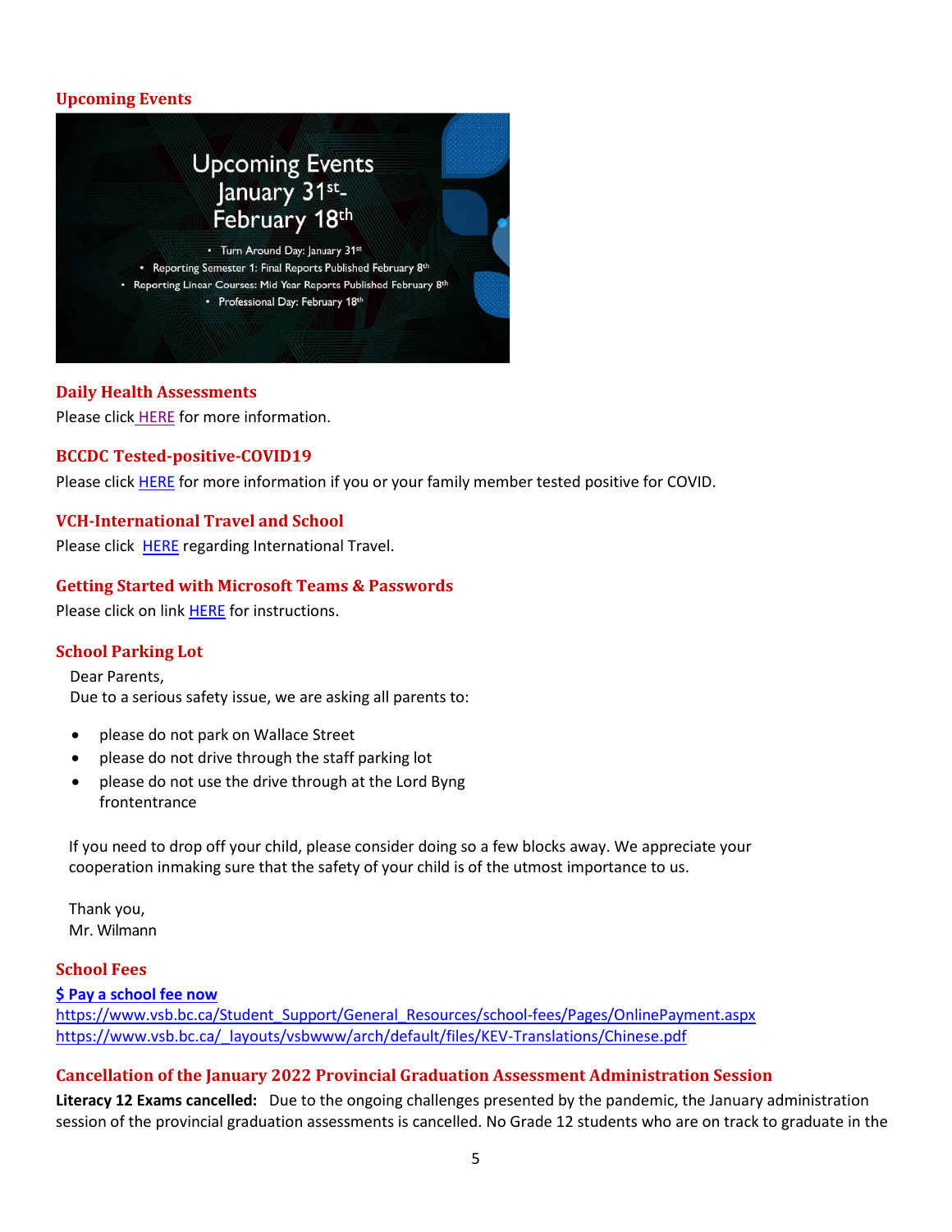## Upcoming Events

Upcoming Events January 31st- February 18th

- Turn Around Day: January 31st
- Reporting Semester 1: Final Reports Published February 8th
- Reporting Linear Courses: Mid Year Reports Published February 8th
- Professional Day: February 18th

## Daily Health Assessments

Please click HERE for more information.

## BCCDC Tested-positive-COVID19

Please click HERE for more information if you or your family member tested positive for COVID.

## VCH-International Travel and School

Please click HERE regarding International Travel.

## Getting Started with Microsoft Teams & Passwords

Please click on link HERE for instructions.

## School Parking Lot

Dear Parents,
Due to a serious safety issue, we are asking all parents to:

- please do not park on Wallace Street
- please do not drive through the staff parking lot
- please do not use the drive through at the Lord Byng frontentrance

If you need to drop off your child, please consider doing so a few blocks away. We appreciate your cooperation inmaking sure that the safety of your child is of the utmost importance to us.

Thank you,
Mr. Wilmann

## School Fees

**$ Pay a school fee now**
https://www.vsb.bc.ca/Student_Support/General_Resources/school-fees/Pages/OnlinePayment.aspx
https://www.vsb.bc.ca/_layouts/vsbwww/arch/default/files/KEV-Translations/Chinese.pdf

## Cancellation of the January 2022 Provincial Graduation Assessment Administration Session

**Literacy 12 Exams cancelled:** Due to the ongoing challenges presented by the pandemic, the January administration session of the provincial graduation assessments is cancelled. No Grade 12 students who are on track to graduate in the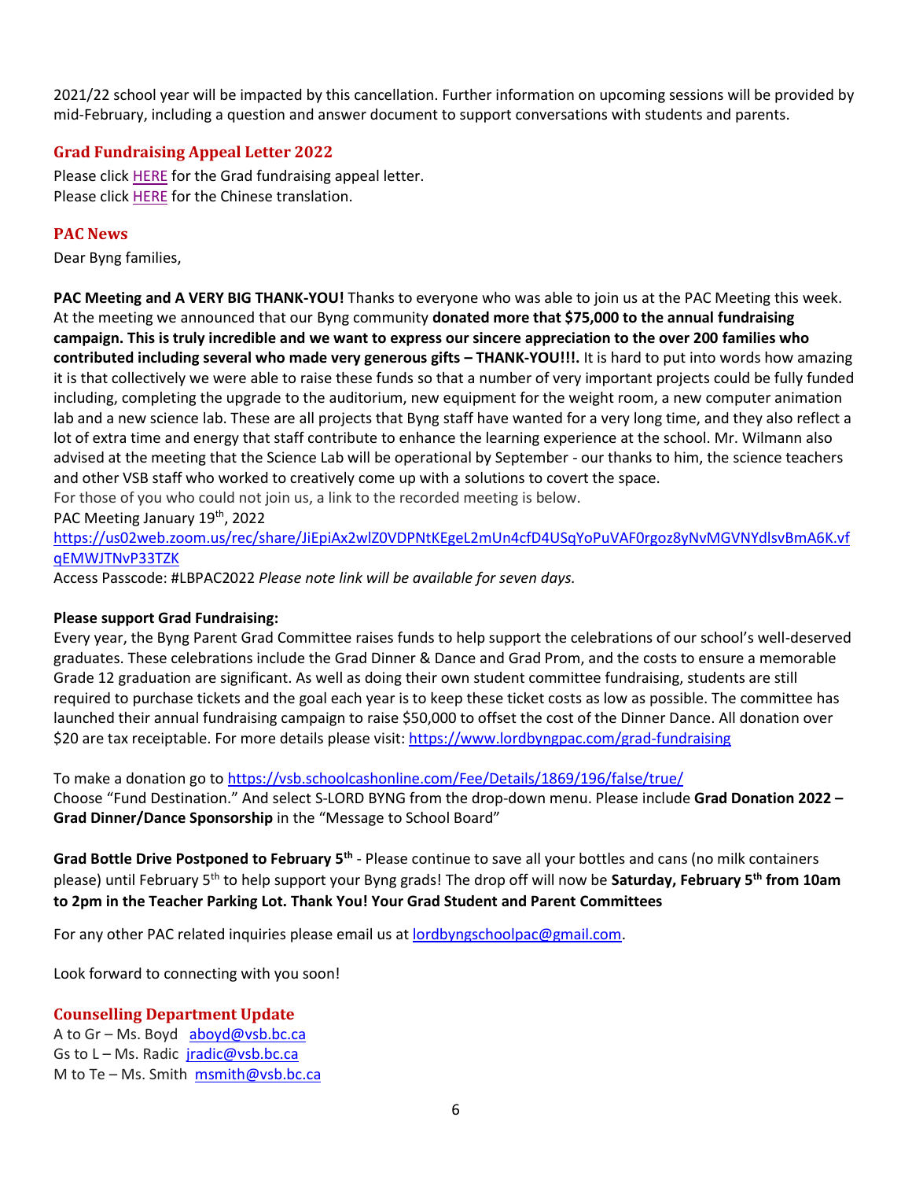2021/22 school year will be impacted by this cancellation. Further information on upcoming sessions will be provided by mid-February, including a question and answer document to support conversations with students and parents.

## Grad Fundraising Appeal Letter 2022

Please click HERE for the Grad fundraising appeal letter.
Please click HERE for the Chinese translation.

## PAC News

Dear Byng families,

**PAC Meeting and A VERY BIG THANK-YOU!** Thanks to everyone who was able to join us at the PAC Meeting this week. At the meeting we announced that our Byng community **donated more that $75,000 to the annual fundraising campaign. This is truly incredible and we want to express our sincere appreciation to the over 200 families who contributed including several who made very generous gifts – THANK-YOU!!!.** It is hard to put into words how amazing it is that collectively we were able to raise these funds so that a number of very important projects could be fully funded including, completing the upgrade to the auditorium, new equipment for the weight room, a new computer animation lab and a new science lab. These are all projects that Byng staff have wanted for a very long time, and they also reflect a lot of extra time and energy that staff contribute to enhance the learning experience at the school. Mr. Wilmann also advised at the meeting that the Science Lab will be operational by September - our thanks to him, the science teachers and other VSB staff who worked to creatively come up with a solutions to covert the space.
For those of you who could not join us, a link to the recorded meeting is below.
PAC Meeting January 19th, 2022
https://us02web.zoom.us/rec/share/JiEpiAx2wlZ0VDPNtKEgeL2mUn4cfD4USqYoPuVAF0rgoz8yNvMGVNYdlsvBmA6K.vfqEMWJTNvP33TZK
Access Passcode: #LBPAC2022 *Please note link will be available for seven days.*

**Please support Grad Fundraising:**
Every year, the Byng Parent Grad Committee raises funds to help support the celebrations of our school's well-deserved graduates. These celebrations include the Grad Dinner & Dance and Grad Prom, and the costs to ensure a memorable Grade 12 graduation are significant. As well as doing their own student committee fundraising, students are still required to purchase tickets and the goal each year is to keep these ticket costs as low as possible. The committee has launched their annual fundraising campaign to raise $50,000 to offset the cost of the Dinner Dance. All donation over $20 are tax receiptable. For more details please visit: https://www.lordbyngpac.com/grad-fundraising

To make a donation go to https://vsb.schoolcashonline.com/Fee/Details/1869/196/false/true/
Choose "Fund Destination." And select S-LORD BYNG from the drop-down menu. Please include **Grad Donation 2022 – Grad Dinner/Dance Sponsorship** in the "Message to School Board"

**Grad Bottle Drive Postponed to February 5th** - Please continue to save all your bottles and cans (no milk containers please) until February 5th to help support your Byng grads! The drop off will now be **Saturday, February 5th from 10am to 2pm in the Teacher Parking Lot. Thank You! Your Grad Student and Parent Committees**

For any other PAC related inquiries please email us at lordbyngschoolpac@gmail.com.

Look forward to connecting with you soon!

## Counselling Department Update

A to Gr – Ms. Boyd aboyd@vsb.bc.ca
Gs to L – Ms. Radic jradic@vsb.bc.ca
M to Te – Ms. Smith msmith@vsb.bc.ca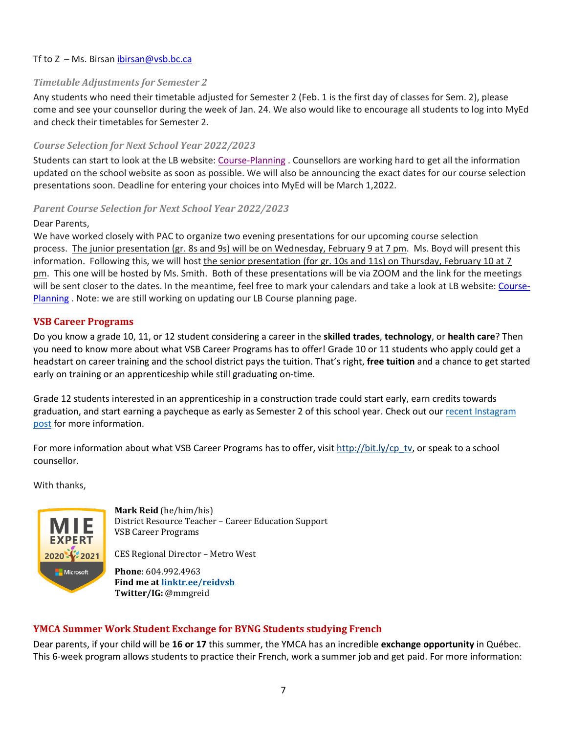Tf to Z – Ms. Birsan ibirsan@vsb.bc.ca

### *Timetable Adjustments for Semester 2*

Any students who need their timetable adjusted for Semester 2 (Feb. 1 is the first day of classes for Sem. 2), please come and see your counsellor during the week of Jan. 24. We also would like to encourage all students to log into MyEd and check their timetables for Semester 2.

### *Course Selection for Next School Year 2022/2023*

Students can start to look at the LB website: Course-Planning . Counsellors are working hard to get all the information updated on the school website as soon as possible. We will also be announcing the exact dates for our course selection presentations soon. Deadline for entering your choices into MyEd will be March 1,2022.

### *Parent Course Selection for Next School Year 2022/2023*

Dear Parents,

We have worked closely with PAC to organize two evening presentations for our upcoming course selection process. The junior presentation (gr. 8s and 9s) will be on Wednesday, February 9 at 7 pm. Ms. Boyd will present this information. Following this, we will host the senior presentation (for gr. 10s and 11s) on Thursday, February 10 at 7 pm. This one will be hosted by Ms. Smith. Both of these presentations will be via ZOOM and the link for the meetings will be sent closer to the dates. In the meantime, feel free to mark your calendars and take a look at LB website: Course-Planning . Note: we are still working on updating our LB Course planning page.

## VSB Career Programs

Do you know a grade 10, 11, or 12 student considering a career in the **skilled trades**, **technology**, or **health care**? Then you need to know more about what VSB Career Programs has to offer! Grade 10 or 11 students who apply could get a headstart on career training and the school district pays the tuition. That's right, **free tuition** and a chance to get started early on training or an apprenticeship while still graduating on-time.

Grade 12 students interested in an apprenticeship in a construction trade could start early, earn credits towards graduation, and start earning a paycheque as early as Semester 2 of this school year. Check out our recent Instagram post for more information.

For more information about what VSB Career Programs has to offer, visit http://bit.ly/cp_tv, or speak to a school counsellor.

With thanks,

**Mark Reid** (he/him/his)
District Resource Teacher – Career Education Support
VSB Career Programs

CES Regional Director – Metro West

**Phone**: 604.992.4963
**Find me at linktr.ee/reidvsb**
**Twitter/IG:** @mmgreid

## YMCA Summer Work Student Exchange for BYNG Students studying French

Dear parents, if your child will be **16 or 17** this summer, the YMCA has an incredible **exchange opportunity** in Québec. This 6-week program allows students to practice their French, work a summer job and get paid. For more information: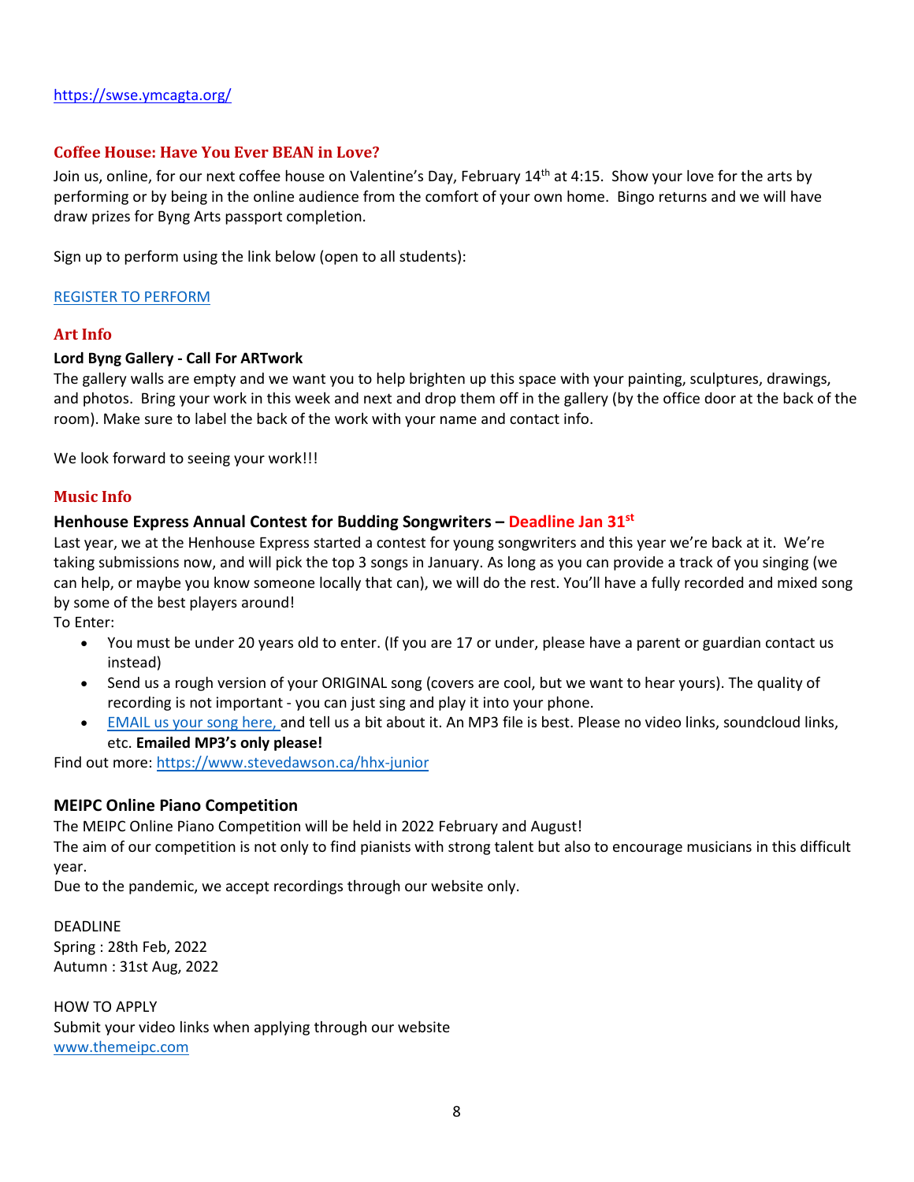https://swse.ymcagta.org/

## Coffee House: Have You Ever BEAN in Love?

Join us, online, for our next coffee house on Valentine's Day, February 14th at 4:15. Show your love for the arts by performing or by being in the online audience from the comfort of your own home. Bingo returns and we will have draw prizes for Byng Arts passport completion.

Sign up to perform using the link below (open to all students):

REGISTER TO PERFORM

## Art Info

**Lord Byng Gallery - Call For ARTwork**

The gallery walls are empty and we want you to help brighten up this space with your painting, sculptures, drawings, and photos. Bring your work in this week and next and drop them off in the gallery (by the office door at the back of the room). Make sure to label the back of the work with your name and contact info.

We look forward to seeing your work!!!

## Music Info

### Henhouse Express Annual Contest for Budding Songwriters – Deadline Jan 31st

Last year, we at the Henhouse Express started a contest for young songwriters and this year we're back at it. We're taking submissions now, and will pick the top 3 songs in January. As long as you can provide a track of you singing (we can help, or maybe you know someone locally that can), we will do the rest. You'll have a fully recorded and mixed song by some of the best players around!

To Enter:

- You must be under 20 years old to enter. (If you are 17 or under, please have a parent or guardian contact us instead)
- Send us a rough version of your ORIGINAL song (covers are cool, but we want to hear yours). The quality of recording is not important - you can just sing and play it into your phone.
- EMAIL us your song here, and tell us a bit about it. An MP3 file is best. Please no video links, soundcloud links, etc. **Emailed MP3's only please!**

Find out more: https://www.stevedawson.ca/hhx-junior

### MEIPC Online Piano Competition

The MEIPC Online Piano Competition will be held in 2022 February and August!

The aim of our competition is not only to find pianists with strong talent but also to encourage musicians in this difficult year.

Due to the pandemic, we accept recordings through our website only.

DEADLINE

Spring : 28th Feb, 2022

Autumn : 31st Aug, 2022

HOW TO APPLY

Submit your video links when applying through our website

www.themeipc.com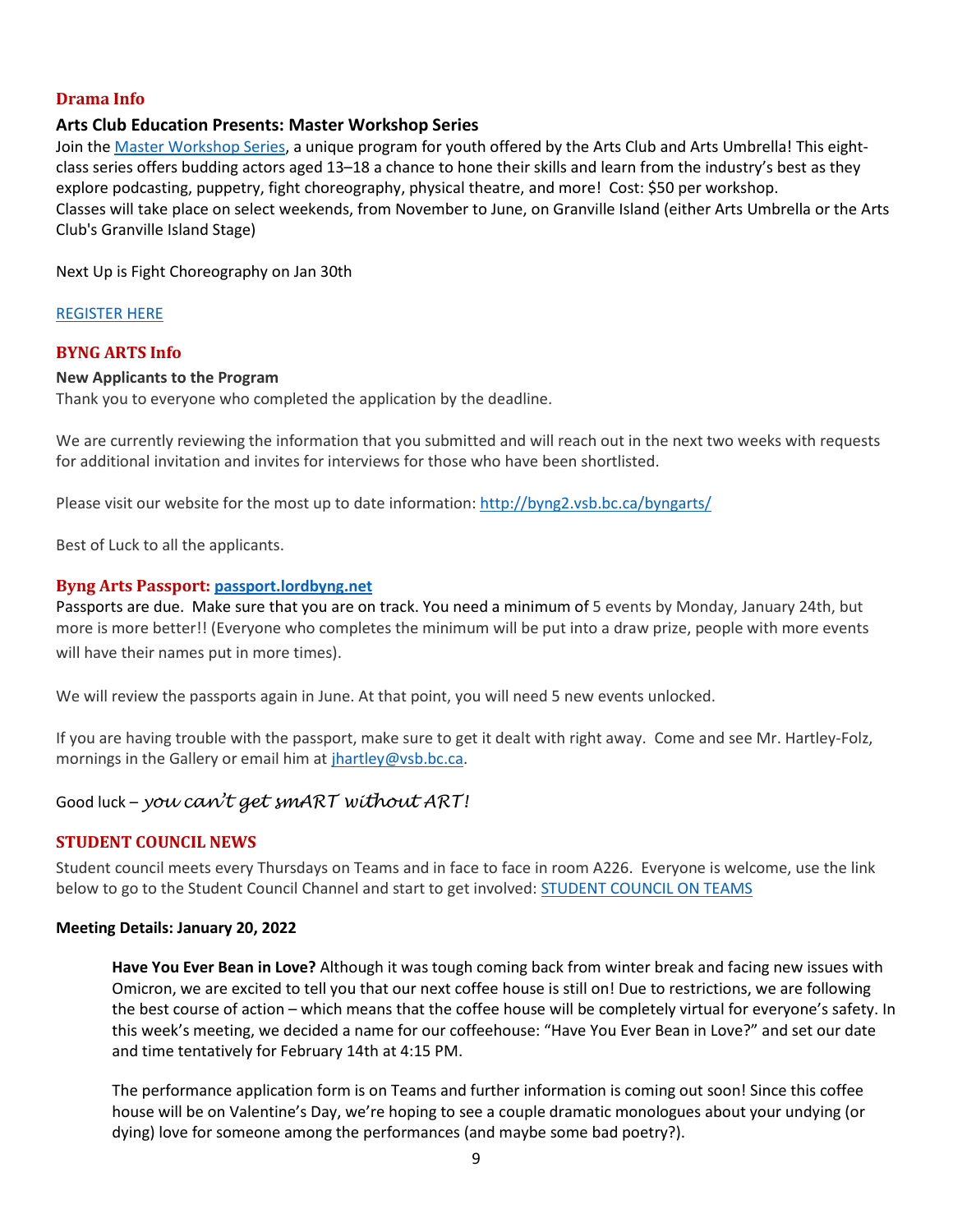## Drama Info

### Arts Club Education Presents: Master Workshop Series

Join the Master Workshop Series, a unique program for youth offered by the Arts Club and Arts Umbrella! This eight-class series offers budding actors aged 13–18 a chance to hone their skills and learn from the industry's best as they explore podcasting, puppetry, fight choreography, physical theatre, and more! Cost: $50 per workshop.
Classes will take place on select weekends, from November to June, on Granville Island (either Arts Umbrella or the Arts Club's Granville Island Stage)

Next Up is Fight Choreography on Jan 30th

REGISTER HERE

## BYNG ARTS Info

**New Applicants to the Program**
Thank you to everyone who completed the application by the deadline.

We are currently reviewing the information that you submitted and will reach out in the next two weeks with requests for additional invitation and invites for interviews for those who have been shortlisted.

Please visit our website for the most up to date information: http://byng2.vsb.bc.ca/byngarts/

Best of Luck to all the applicants.

## Byng Arts Passport: passport.lordbyng.net

Passports are due. Make sure that you are on track. You need a minimum of 5 events by Monday, January 24th, but more is more better!! (Everyone who completes the minimum will be put into a draw prize, people with more events will have their names put in more times).

We will review the passports again in June. At that point, you will need 5 new events unlocked.

If you are having trouble with the passport, make sure to get it dealt with right away. Come and see Mr. Hartley-Folz, mornings in the Gallery or email him at jhartley@vsb.bc.ca.

Good luck – *you can't get smART without ART!*

## STUDENT COUNCIL NEWS

Student council meets every Thursdays on Teams and in face to face in room A226. Everyone is welcome, use the link below to go to the Student Council Channel and start to get involved: STUDENT COUNCIL ON TEAMS

**Meeting Details: January 20, 2022**

> **Have You Ever Bean in Love?** Although it was tough coming back from winter break and facing new issues with Omicron, we are excited to tell you that our next coffee house is still on! Due to restrictions, we are following the best course of action – which means that the coffee house will be completely virtual for everyone's safety. In this week's meeting, we decided a name for our coffeehouse: "Have You Ever Bean in Love?" and set our date and time tentatively for February 14th at 4:15 PM.
>
> The performance application form is on Teams and further information is coming out soon! Since this coffee house will be on Valentine's Day, we're hoping to see a couple dramatic monologues about your undying (or dying) love for someone among the performances (and maybe some bad poetry?).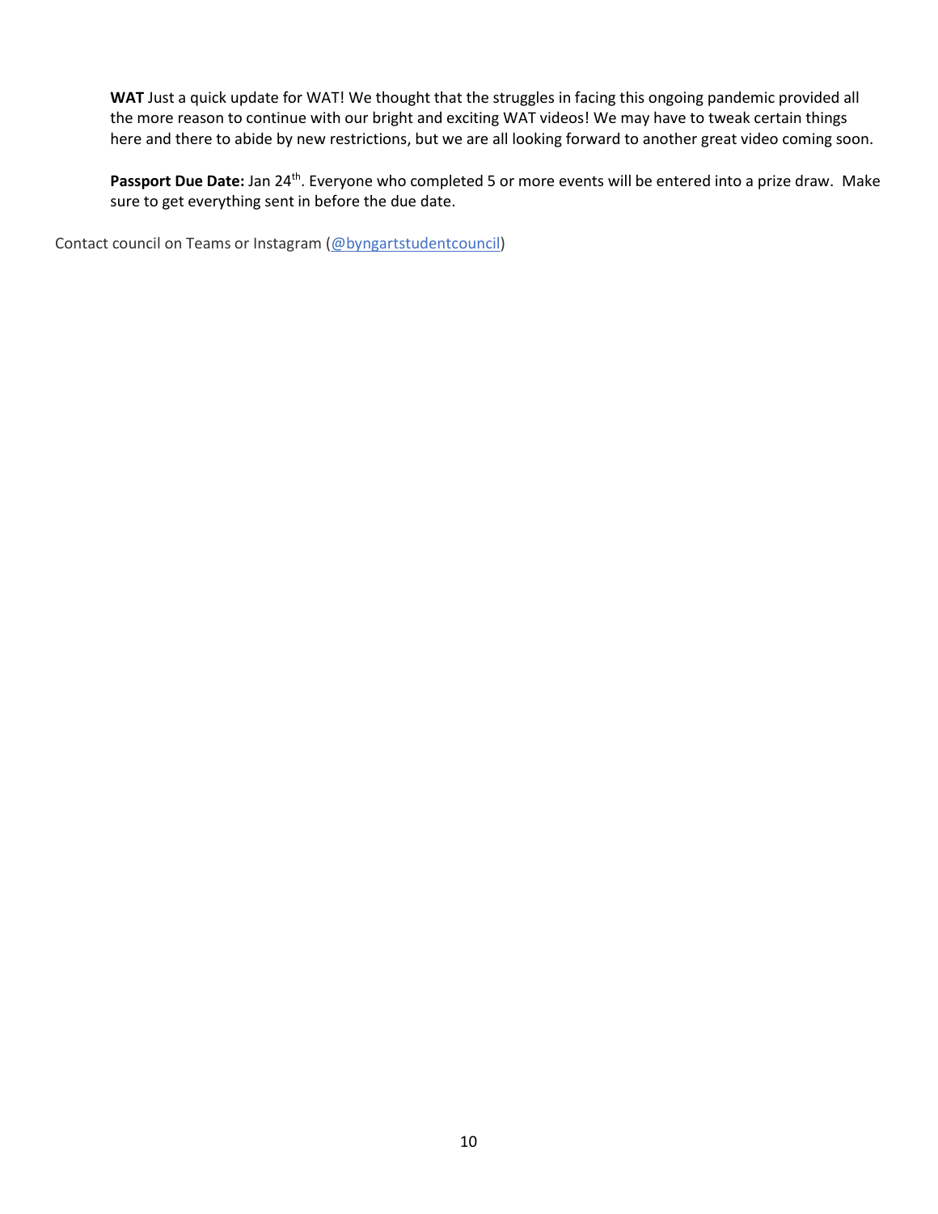**WAT** Just a quick update for WAT! We thought that the struggles in facing this ongoing pandemic provided all the more reason to continue with our bright and exciting WAT videos! We may have to tweak certain things here and there to abide by new restrictions, but we are all looking forward to another great video coming soon.

**Passport Due Date:** Jan 24th. Everyone who completed 5 or more events will be entered into a prize draw. Make sure to get everything sent in before the due date.

Contact council on Teams or Instagram (@byngartstudentcouncil)